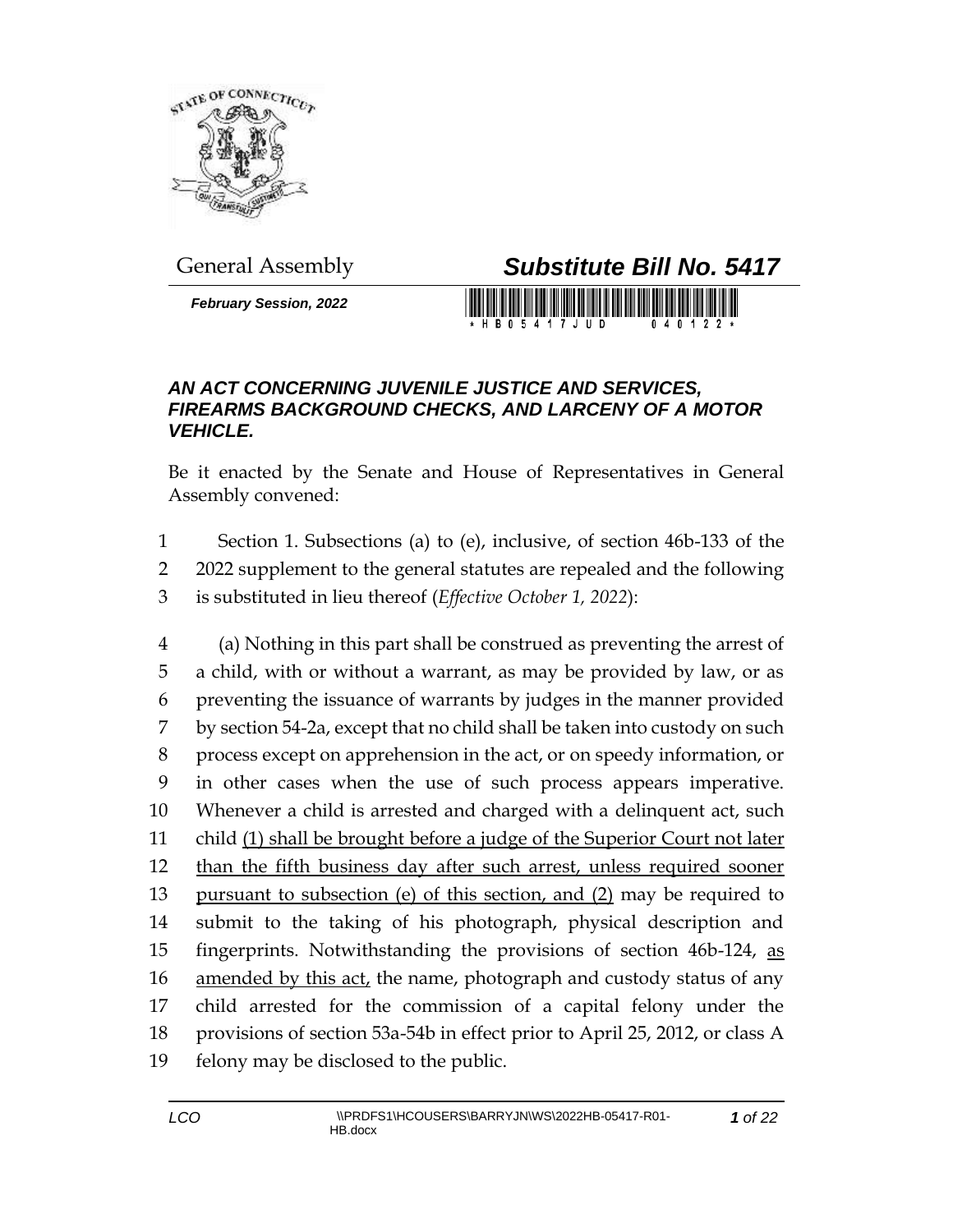General Assembly

# *Substitute Bill No. 5417*

***February Session, 2022***

## *AN ACT CONCERNING JUVENILE JUSTICE AND SERVICES, FIREARMS BACKGROUND CHECKS, AND LARCENY OF A MOTOR VEHICLE.*

Be it enacted by the Senate and House of Representatives in General Assembly convened:

1 Section 1. Subsections (a) to (e), inclusive, of section 46b-133 of the
2 2022 supplement to the general statutes are repealed and the following
3 is substituted in lieu thereof (*Effective October 1, 2022*):

4 (a) Nothing in this part shall be construed as preventing the arrest of
5 a child, with or without a warrant, as may be provided by law, or as
6 preventing the issuance of warrants by judges in the manner provided
7 by section 54-2a, except that no child shall be taken into custody on such
8 process except on apprehension in the act, or on speedy information, or
9 in other cases when the use of such process appears imperative.
10 Whenever a child is arrested and charged with a delinquent act, such
11 child <u>(1) shall be brought before a judge of the Superior Court not later</u>
12 <u>than the fifth business day after such arrest, unless required sooner</u>
13 <u>pursuant to subsection (e) of this section, and (2)</u> may be required to
14 submit to the taking of his photograph, physical description and
15 fingerprints. Notwithstanding the provisions of section 46b-124, <u>as</u>
16 <u>amended by this act,</u> the name, photograph and custody status of any
17 child arrested for the commission of a capital felony under the
18 provisions of section 53a-54b in effect prior to April 25, 2012, or class A
19 felony may be disclosed to the public.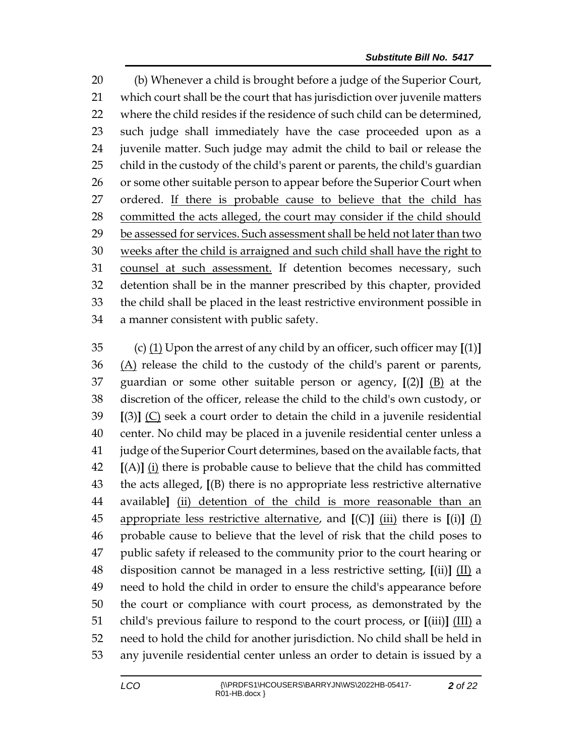(b) Whenever a child is brought before a judge of the Superior Court, which court shall be the court that has jurisdiction over juvenile matters where the child resides if the residence of such child can be determined, such judge shall immediately have the case proceeded upon as a juvenile matter. Such judge may admit the child to bail or release the child in the custody of the child's parent or parents, the child's guardian or some other suitable person to appear before the Superior Court when ordered. <u>If there is probable cause to believe that the child has committed the acts alleged, the court may consider if the child should be assessed for services. Such assessment shall be held not later than two weeks after the child is arraigned and such child shall have the right to counsel at such assessment.</u> If detention becomes necessary, such detention shall be in the manner prescribed by this chapter, provided the child shall be placed in the least restrictive environment possible in a manner consistent with public safety.

(c) <u>(1)</u> Upon the arrest of any child by an officer, such officer may **[**(1)**]** <u>(A)</u> release the child to the custody of the child's parent or parents, guardian or some other suitable person or agency, **[**(2)**]** <u>(B)</u> at the discretion of the officer, release the child to the child's own custody, or **[**(3)**]** <u>(C)</u> seek a court order to detain the child in a juvenile residential center. No child may be placed in a juvenile residential center unless a judge of the Superior Court determines, based on the available facts, that **[**(A)**]** <u>(i)</u> there is probable cause to believe that the child has committed the acts alleged, **[**(B) there is no appropriate less restrictive alternative available**]** <u>(ii) detention of the child is more reasonable than an appropriate less restrictive alternative</u>, and **[**(C)**]** <u>(iii)</u> there is **[**(i)**]** <u>(I)</u> probable cause to believe that the level of risk that the child poses to public safety if released to the community prior to the court hearing or disposition cannot be managed in a less restrictive setting, **[**(ii)**]** <u>(II)</u> a need to hold the child in order to ensure the child's appearance before the court or compliance with court process, as demonstrated by the child's previous failure to respond to the court process, or **[**(iii)**]** <u>(III)</u> a need to hold the child for another jurisdiction. No child shall be held in any juvenile residential center unless an order to detain is issued by a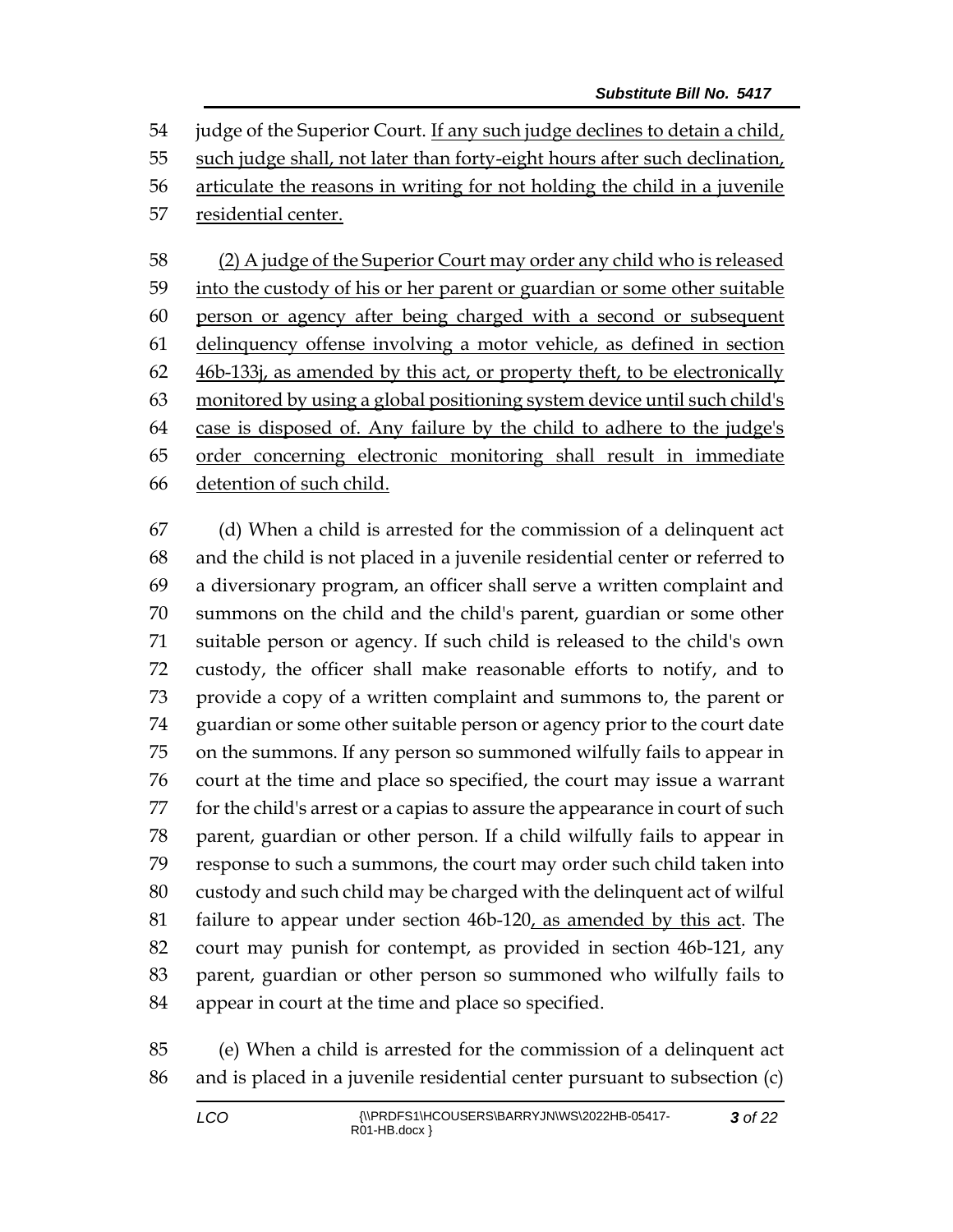judge of the Superior Court. If any such judge declines to detain a child, such judge shall, not later than forty-eight hours after such declination, articulate the reasons in writing for not holding the child in a juvenile residential center.

(2) A judge of the Superior Court may order any child who is released into the custody of his or her parent or guardian or some other suitable person or agency after being charged with a second or subsequent delinquency offense involving a motor vehicle, as defined in section 46b-133j, as amended by this act, or property theft, to be electronically monitored by using a global positioning system device until such child's case is disposed of. Any failure by the child to adhere to the judge's order concerning electronic monitoring shall result in immediate detention of such child.

(d) When a child is arrested for the commission of a delinquent act and the child is not placed in a juvenile residential center or referred to a diversionary program, an officer shall serve a written complaint and summons on the child and the child's parent, guardian or some other suitable person or agency. If such child is released to the child's own custody, the officer shall make reasonable efforts to notify, and to provide a copy of a written complaint and summons to, the parent or guardian or some other suitable person or agency prior to the court date on the summons. If any person so summoned wilfully fails to appear in court at the time and place so specified, the court may issue a warrant for the child's arrest or a capias to assure the appearance in court of such parent, guardian or other person. If a child wilfully fails to appear in response to such a summons, the court may order such child taken into custody and such child may be charged with the delinquent act of wilful failure to appear under section 46b-120, as amended by this act. The court may punish for contempt, as provided in section 46b-121, any parent, guardian or other person so summoned who wilfully fails to appear in court at the time and place so specified.

(e) When a child is arrested for the commission of a delinquent act and is placed in a juvenile residential center pursuant to subsection (c)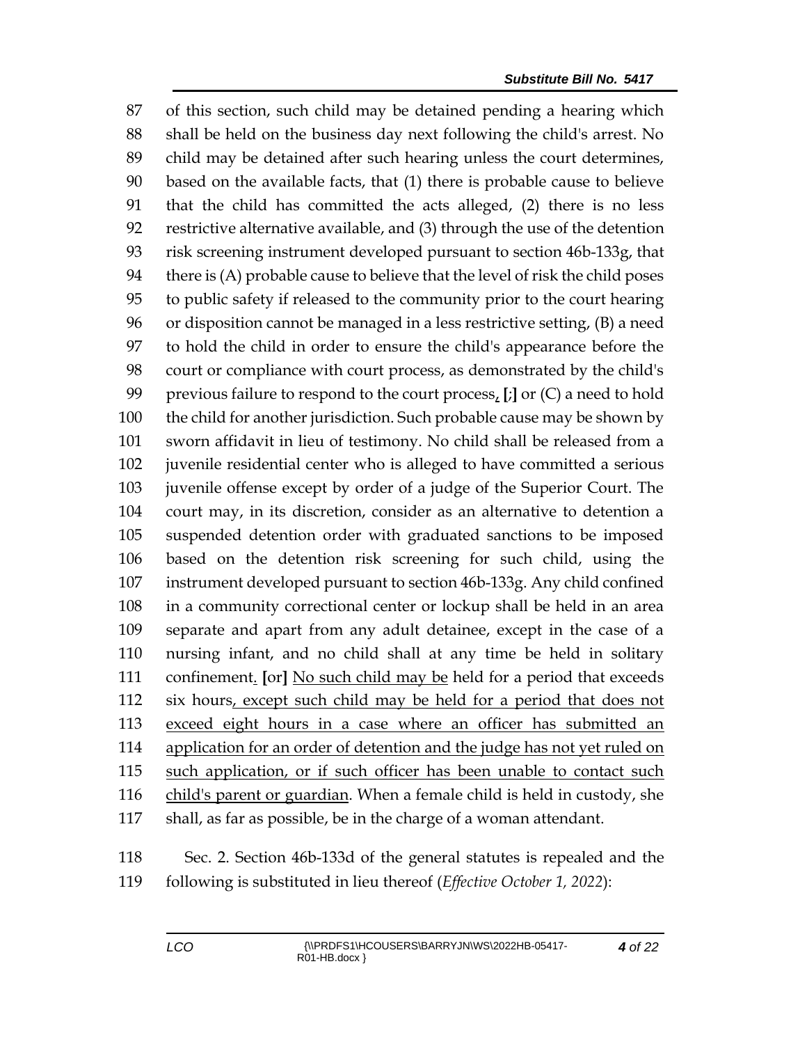of this section, such child may be detained pending a hearing which shall be held on the business day next following the child's arrest. No child may be detained after such hearing unless the court determines, based on the available facts, that (1) there is probable cause to believe that the child has committed the acts alleged, (2) there is no less restrictive alternative available, and (3) through the use of the detention risk screening instrument developed pursuant to section 46b-133g, that there is (A) probable cause to believe that the level of risk the child poses to public safety if released to the community prior to the court hearing or disposition cannot be managed in a less restrictive setting, (B) a need to hold the child in order to ensure the child's appearance before the court or compliance with court process, as demonstrated by the child's previous failure to respond to the court process<u>,</u> **[**;**]** or (C) a need to hold the child for another jurisdiction. Such probable cause may be shown by sworn affidavit in lieu of testimony. No child shall be released from a juvenile residential center who is alleged to have committed a serious juvenile offense except by order of a judge of the Superior Court. The court may, in its discretion, consider as an alternative to detention a suspended detention order with graduated sanctions to be imposed based on the detention risk screening for such child, using the instrument developed pursuant to section 46b-133g. Any child confined in a community correctional center or lockup shall be held in an area separate and apart from any adult detainee, except in the case of a nursing infant, and no child shall at any time be held in solitary confinement<u>.</u> **[**or**]** <u>No such child may be</u> held for a period that exceeds six hours<u>, except such child may be held for a period that does not exceed eight hours in a case where an officer has submitted an application for an order of detention and the judge has not yet ruled on such application, or if such officer has been unable to contact such child's parent or guardian</u>. When a female child is held in custody, she shall, as far as possible, be in the charge of a woman attendant.

Sec. 2. Section 46b-133d of the general statutes is repealed and the following is substituted in lieu thereof (*Effective October 1, 2022*):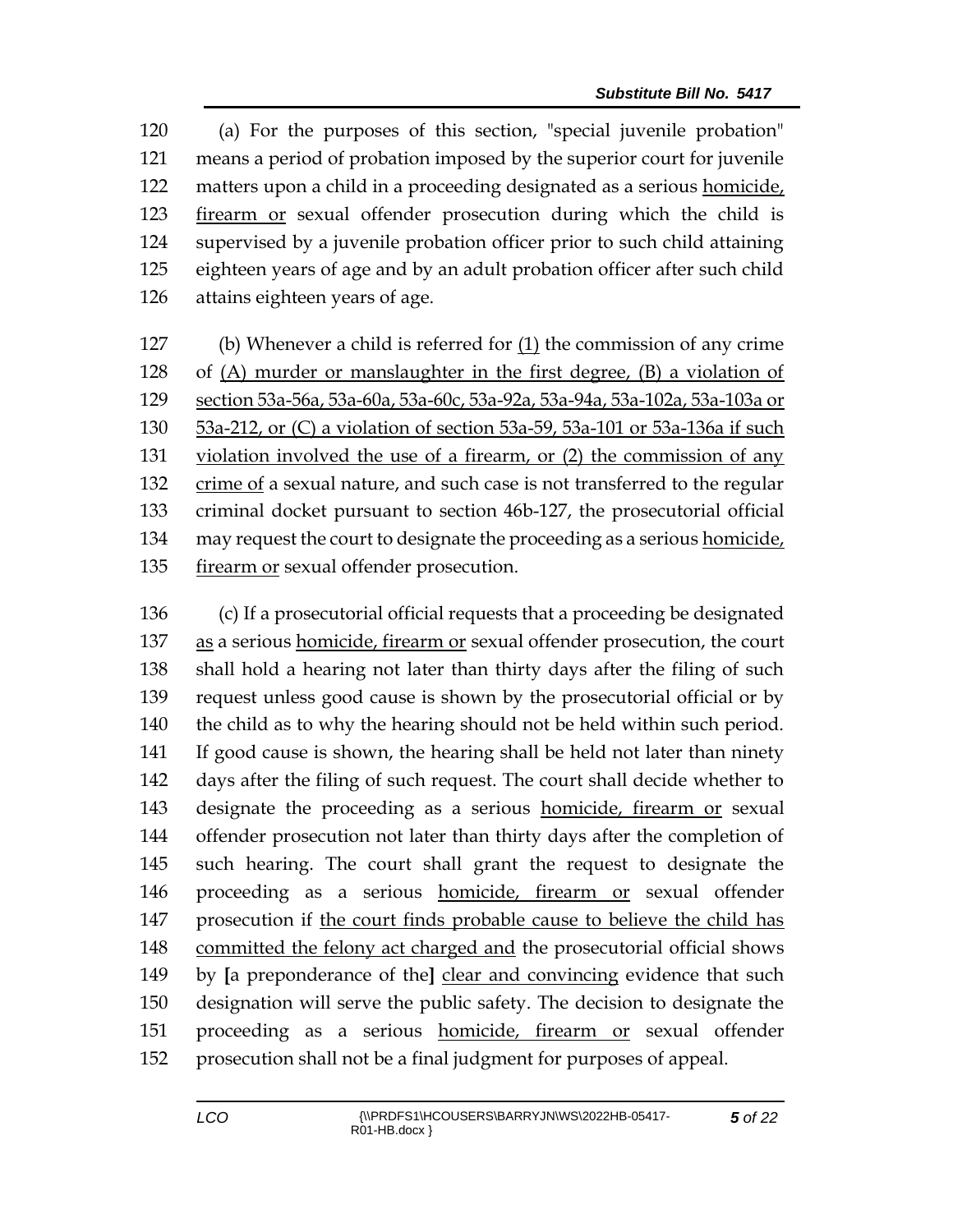120 (a) For the purposes of this section, "special juvenile probation"
121 means a period of probation imposed by the superior court for juvenile
122 matters upon a child in a proceeding designated as a serious <u>homicide,</u>
123 <u>firearm or</u> sexual offender prosecution during which the child is
124 supervised by a juvenile probation officer prior to such child attaining
125 eighteen years of age and by an adult probation officer after such child
126 attains eighteen years of age.

127 (b) Whenever a child is referred for <u>(1)</u> the commission of any crime
128 of <u>(A) murder or manslaughter in the first degree, (B) a violation of</u>
129 <u>section 53a-56a, 53a-60a, 53a-60c, 53a-92a, 53a-94a, 53a-102a, 53a-103a or</u>
130 <u>53a-212, or (C) a violation of section 53a-59, 53a-101 or 53a-136a if such</u>
131 <u>violation involved the use of a firearm, or (2) the commission of any</u>
132 <u>crime of</u> a sexual nature, and such case is not transferred to the regular
133 criminal docket pursuant to section 46b-127, the prosecutorial official
134 may request the court to designate the proceeding as a serious <u>homicide,</u>
135 <u>firearm or</u> sexual offender prosecution.

136 (c) If a prosecutorial official requests that a proceeding be designated
137 <u>as</u> a serious <u>homicide, firearm or</u> sexual offender prosecution, the court
138 shall hold a hearing not later than thirty days after the filing of such
139 request unless good cause is shown by the prosecutorial official or by
140 the child as to why the hearing should not be held within such period.
141 If good cause is shown, the hearing shall be held not later than ninety
142 days after the filing of such request. The court shall decide whether to
143 designate the proceeding as a serious <u>homicide, firearm or</u> sexual
144 offender prosecution not later than thirty days after the completion of
145 such hearing. The court shall grant the request to designate the
146 proceeding as a serious <u>homicide, firearm or</u> sexual offender
147 prosecution if <u>the court finds probable cause to believe the child has</u>
148 <u>committed the felony act charged and</u> the prosecutorial official shows
149 by **[**a preponderance of the**]** <u>clear and convincing</u> evidence that such
150 designation will serve the public safety. The decision to designate the
151 proceeding as a serious <u>homicide, firearm or</u> sexual offender
152 prosecution shall not be a final judgment for purposes of appeal.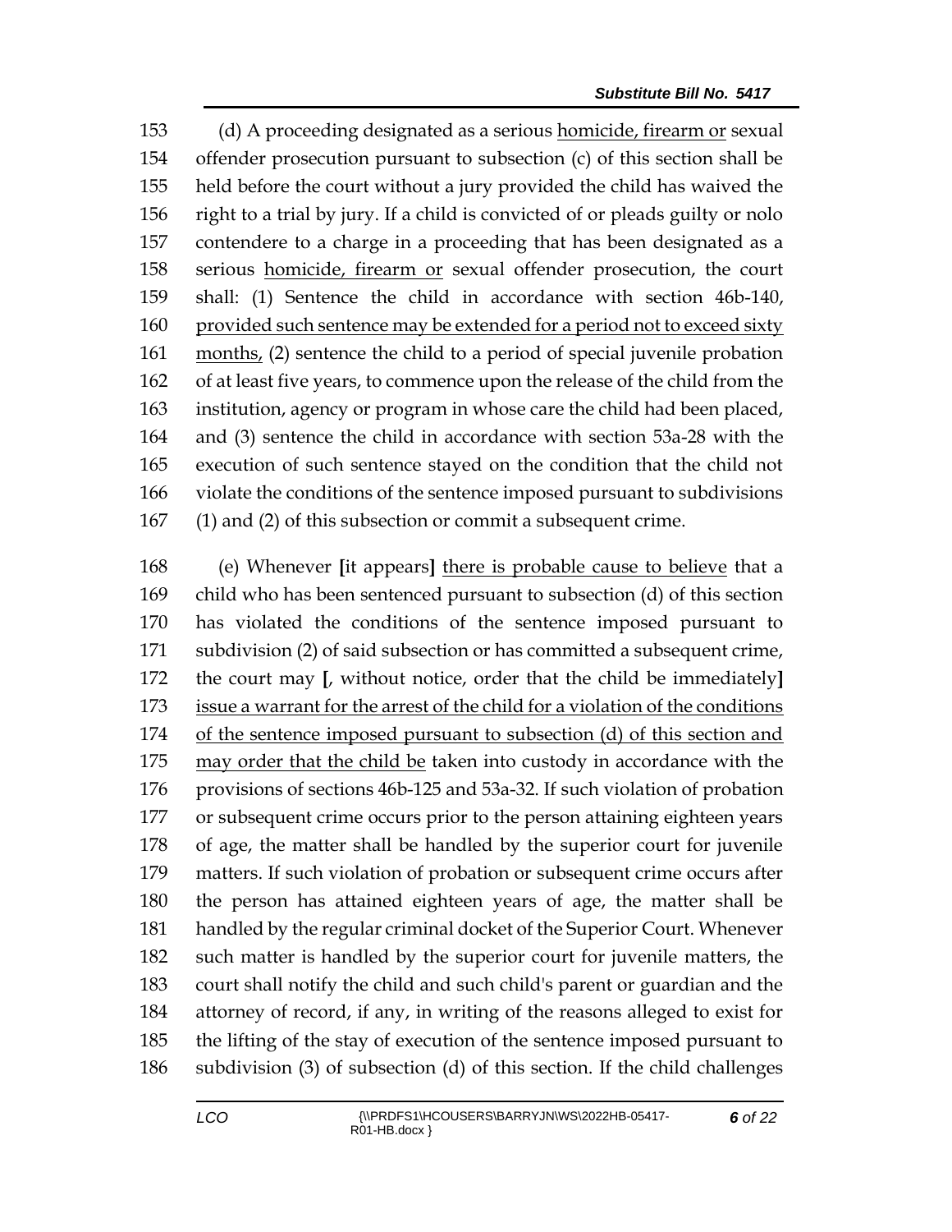153 (d) A proceeding designated as a serious <u>homicide, firearm or</u> sexual
154 offender prosecution pursuant to subsection (c) of this section shall be
155 held before the court without a jury provided the child has waived the
156 right to a trial by jury. If a child is convicted of or pleads guilty or nolo
157 contendere to a charge in a proceeding that has been designated as a
158 serious <u>homicide, firearm or</u> sexual offender prosecution, the court
159 shall: (1) Sentence the child in accordance with section 46b-140,
160 <u>provided such sentence may be extended for a period not to exceed sixty</u>
161 <u>months,</u> (2) sentence the child to a period of special juvenile probation
162 of at least five years, to commence upon the release of the child from the
163 institution, agency or program in whose care the child had been placed,
164 and (3) sentence the child in accordance with section 53a-28 with the
165 execution of such sentence stayed on the condition that the child not
166 violate the conditions of the sentence imposed pursuant to subdivisions
167 (1) and (2) of this subsection or commit a subsequent crime.

168 (e) Whenever **[**it appears**]** <u>there is probable cause to believe</u> that a
169 child who has been sentenced pursuant to subsection (d) of this section
170 has violated the conditions of the sentence imposed pursuant to
171 subdivision (2) of said subsection or has committed a subsequent crime,
172 the court may **[**, without notice, order that the child be immediately**]**
173 <u>issue a warrant for the arrest of the child for a violation of the conditions</u>
174 <u>of the sentence imposed pursuant to subsection (d) of this section and</u>
175 <u>may order that the child be</u> taken into custody in accordance with the
176 provisions of sections 46b-125 and 53a-32. If such violation of probation
177 or subsequent crime occurs prior to the person attaining eighteen years
178 of age, the matter shall be handled by the superior court for juvenile
179 matters. If such violation of probation or subsequent crime occurs after
180 the person has attained eighteen years of age, the matter shall be
181 handled by the regular criminal docket of the Superior Court. Whenever
182 such matter is handled by the superior court for juvenile matters, the
183 court shall notify the child and such child's parent or guardian and the
184 attorney of record, if any, in writing of the reasons alleged to exist for
185 the lifting of the stay of execution of the sentence imposed pursuant to
186 subdivision (3) of subsection (d) of this section. If the child challenges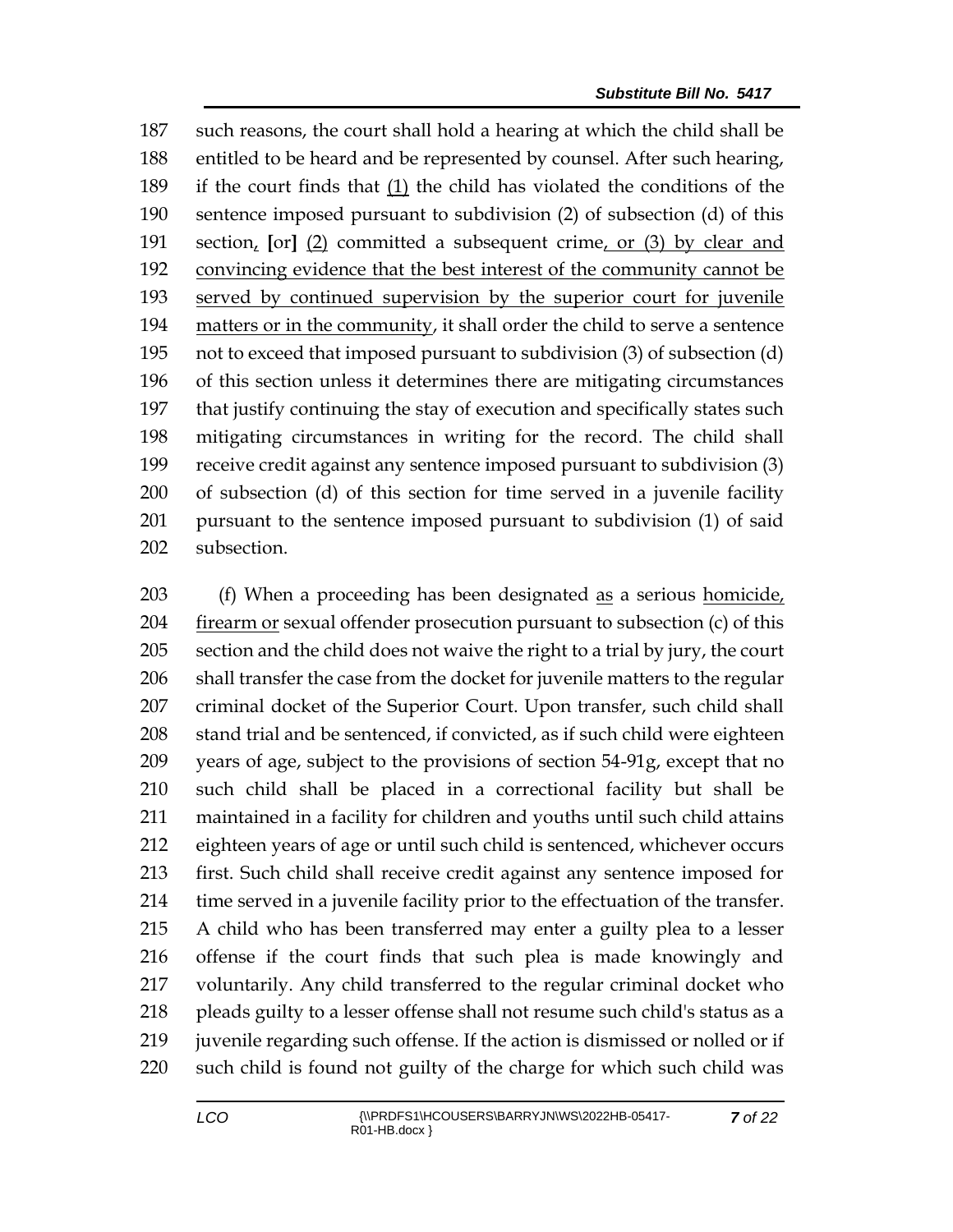187 such reasons, the court shall hold a hearing at which the child shall be
188 entitled to be heard and be represented by counsel. After such hearing,
189 if the court finds that <u>(1)</u> the child has violated the conditions of the
190 sentence imposed pursuant to subdivision (2) of subsection (d) of this
191 section<u>,</u> **[**or**]** <u>(2)</u> committed a subsequent crime<u>, or (3) by clear and</u>
192 <u>convincing evidence that the best interest of the community cannot be</u>
193 <u>served by continued supervision by the superior court for juvenile</u>
194 <u>matters or in the community</u>, it shall order the child to serve a sentence
195 not to exceed that imposed pursuant to subdivision (3) of subsection (d)
196 of this section unless it determines there are mitigating circumstances
197 that justify continuing the stay of execution and specifically states such
198 mitigating circumstances in writing for the record. The child shall
199 receive credit against any sentence imposed pursuant to subdivision (3)
200 of subsection (d) of this section for time served in a juvenile facility
201 pursuant to the sentence imposed pursuant to subdivision (1) of said
202 subsection.

203 (f) When a proceeding has been designated <u>as</u> a serious <u>homicide,</u>
204 <u>firearm or</u> sexual offender prosecution pursuant to subsection (c) of this
205 section and the child does not waive the right to a trial by jury, the court
206 shall transfer the case from the docket for juvenile matters to the regular
207 criminal docket of the Superior Court. Upon transfer, such child shall
208 stand trial and be sentenced, if convicted, as if such child were eighteen
209 years of age, subject to the provisions of section 54-91g, except that no
210 such child shall be placed in a correctional facility but shall be
211 maintained in a facility for children and youths until such child attains
212 eighteen years of age or until such child is sentenced, whichever occurs
213 first. Such child shall receive credit against any sentence imposed for
214 time served in a juvenile facility prior to the effectuation of the transfer.
215 A child who has been transferred may enter a guilty plea to a lesser
216 offense if the court finds that such plea is made knowingly and
217 voluntarily. Any child transferred to the regular criminal docket who
218 pleads guilty to a lesser offense shall not resume such child's status as a
219 juvenile regarding such offense. If the action is dismissed or nolled or if
220 such child is found not guilty of the charge for which such child was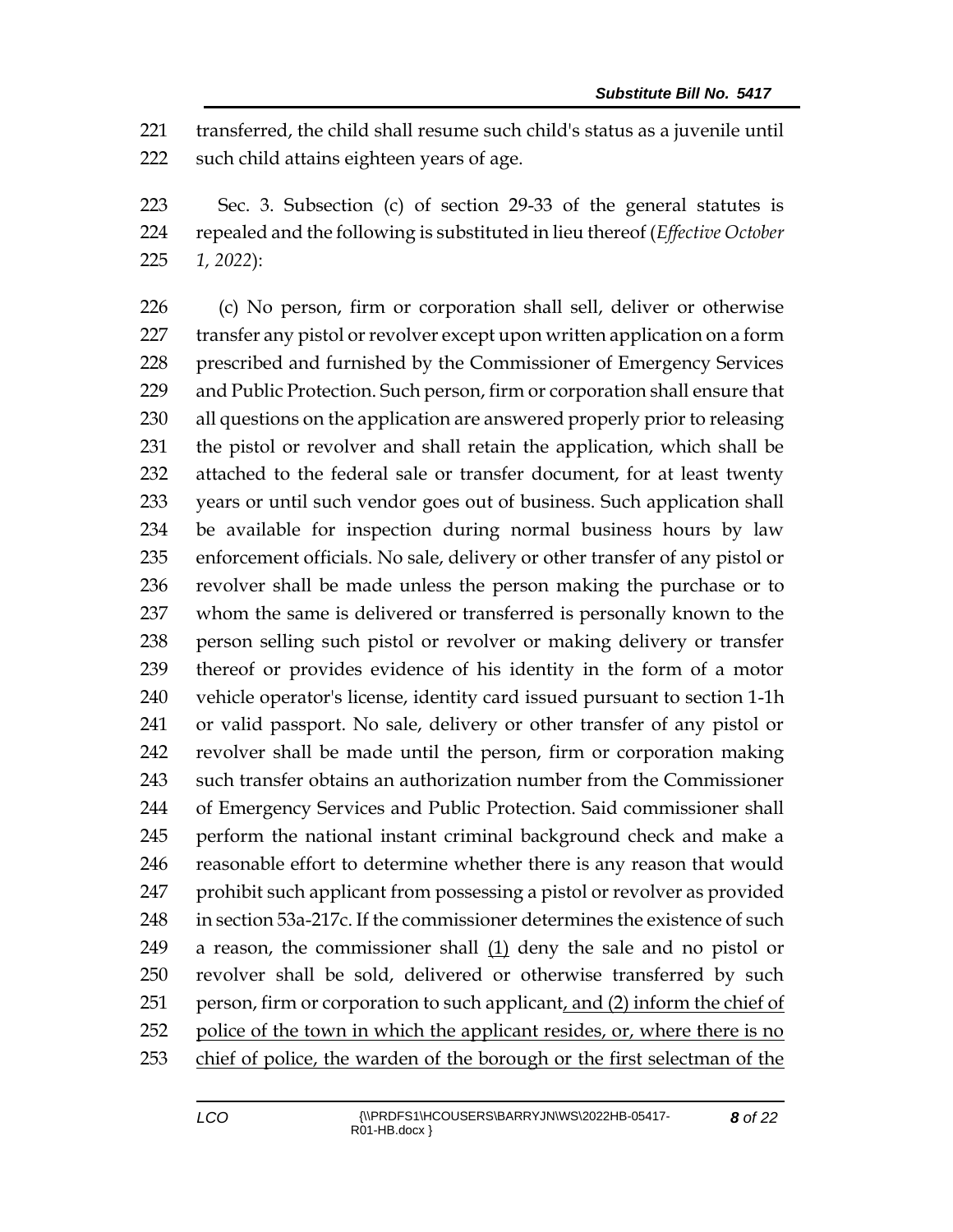transferred, the child shall resume such child's status as a juvenile until such child attains eighteen years of age.

Sec. 3. Subsection (c) of section 29-33 of the general statutes is repealed and the following is substituted in lieu thereof (*Effective October 1, 2022*):

(c) No person, firm or corporation shall sell, deliver or otherwise transfer any pistol or revolver except upon written application on a form prescribed and furnished by the Commissioner of Emergency Services and Public Protection. Such person, firm or corporation shall ensure that all questions on the application are answered properly prior to releasing the pistol or revolver and shall retain the application, which shall be attached to the federal sale or transfer document, for at least twenty years or until such vendor goes out of business. Such application shall be available for inspection during normal business hours by law enforcement officials. No sale, delivery or other transfer of any pistol or revolver shall be made unless the person making the purchase or to whom the same is delivered or transferred is personally known to the person selling such pistol or revolver or making delivery or transfer thereof or provides evidence of his identity in the form of a motor vehicle operator's license, identity card issued pursuant to section 1-1h or valid passport. No sale, delivery or other transfer of any pistol or revolver shall be made until the person, firm or corporation making such transfer obtains an authorization number from the Commissioner of Emergency Services and Public Protection. Said commissioner shall perform the national instant criminal background check and make a reasonable effort to determine whether there is any reason that would prohibit such applicant from possessing a pistol or revolver as provided in section 53a-217c. If the commissioner determines the existence of such a reason, the commissioner shall <u>(1)</u> deny the sale and no pistol or revolver shall be sold, delivered or otherwise transferred by such person, firm or corporation to such applicant<u>, and (2) inform the chief of police of the town in which the applicant resides, or, where there is no chief of police, the warden of the borough or the first selectman of the</u>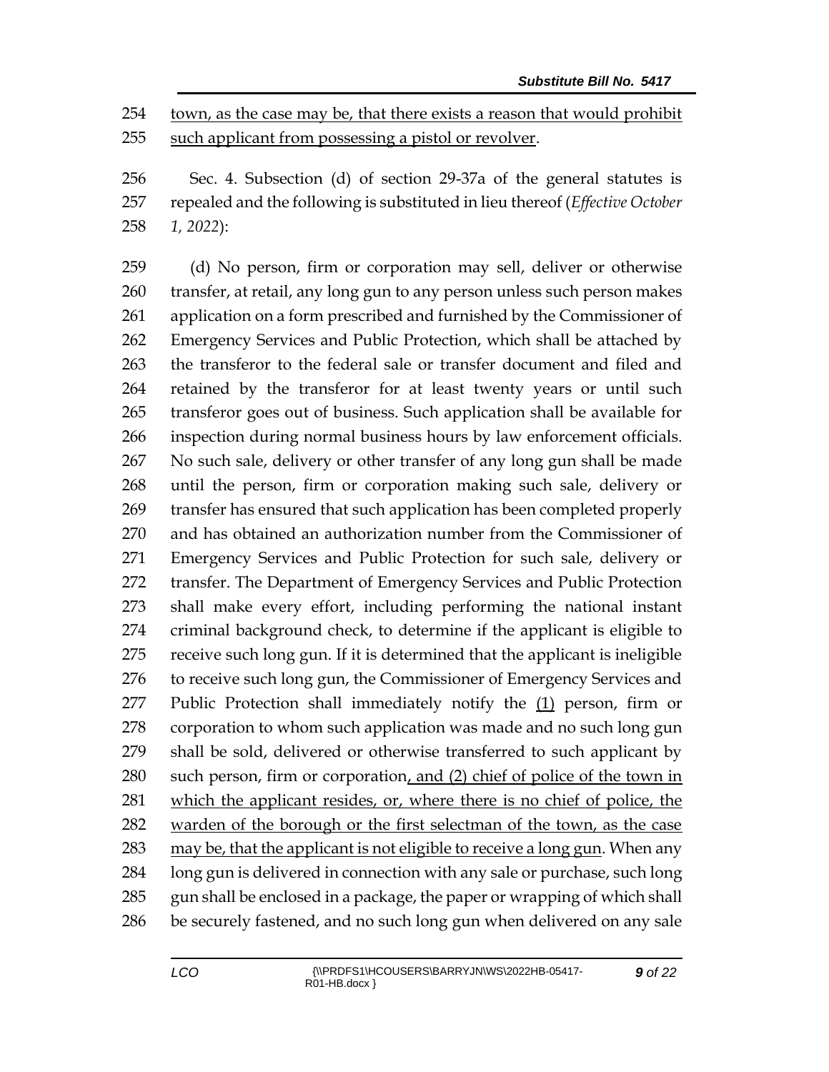town, as the case may be, that there exists a reason that would prohibit such applicant from possessing a pistol or revolver.

Sec. 4. Subsection (d) of section 29-37a of the general statutes is repealed and the following is substituted in lieu thereof (*Effective October 1, 2022*):

(d) No person, firm or corporation may sell, deliver or otherwise transfer, at retail, any long gun to any person unless such person makes application on a form prescribed and furnished by the Commissioner of Emergency Services and Public Protection, which shall be attached by the transferor to the federal sale or transfer document and filed and retained by the transferor for at least twenty years or until such transferor goes out of business. Such application shall be available for inspection during normal business hours by law enforcement officials. No such sale, delivery or other transfer of any long gun shall be made until the person, firm or corporation making such sale, delivery or transfer has ensured that such application has been completed properly and has obtained an authorization number from the Commissioner of Emergency Services and Public Protection for such sale, delivery or transfer. The Department of Emergency Services and Public Protection shall make every effort, including performing the national instant criminal background check, to determine if the applicant is eligible to receive such long gun. If it is determined that the applicant is ineligible to receive such long gun, the Commissioner of Emergency Services and Public Protection shall immediately notify the (1) person, firm or corporation to whom such application was made and no such long gun shall be sold, delivered or otherwise transferred to such applicant by such person, firm or corporation, and (2) chief of police of the town in which the applicant resides, or, where there is no chief of police, the warden of the borough or the first selectman of the town, as the case may be, that the applicant is not eligible to receive a long gun. When any long gun is delivered in connection with any sale or purchase, such long gun shall be enclosed in a package, the paper or wrapping of which shall be securely fastened, and no such long gun when delivered on any sale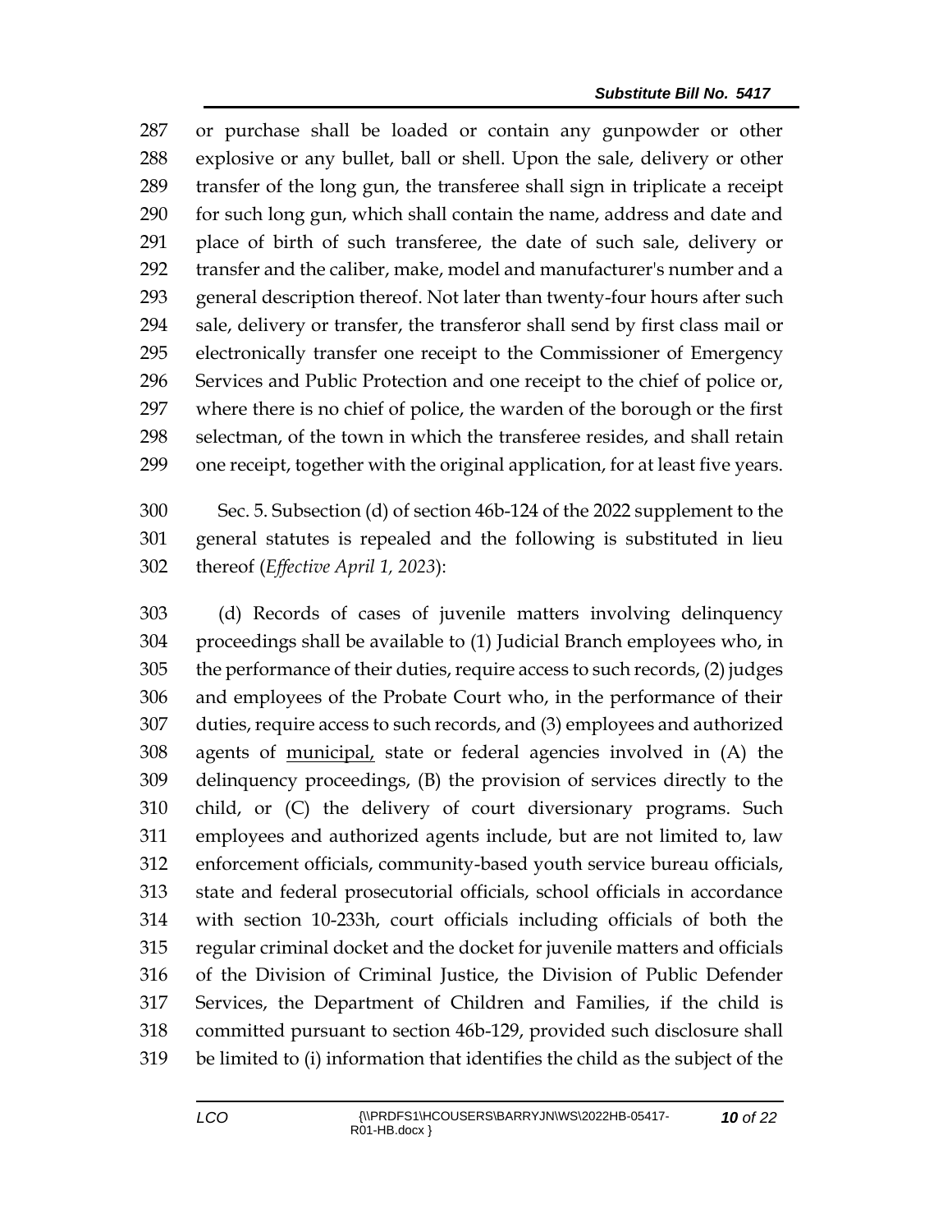287 or purchase shall be loaded or contain any gunpowder or other
288 explosive or any bullet, ball or shell. Upon the sale, delivery or other
289 transfer of the long gun, the transferee shall sign in triplicate a receipt
290 for such long gun, which shall contain the name, address and date and
291 place of birth of such transferee, the date of such sale, delivery or
292 transfer and the caliber, make, model and manufacturer's number and a
293 general description thereof. Not later than twenty-four hours after such
294 sale, delivery or transfer, the transferor shall send by first class mail or
295 electronically transfer one receipt to the Commissioner of Emergency
296 Services and Public Protection and one receipt to the chief of police or,
297 where there is no chief of police, the warden of the borough or the first
298 selectman, of the town in which the transferee resides, and shall retain
299 one receipt, together with the original application, for at least five years.

300 Sec. 5. Subsection (d) of section 46b-124 of the 2022 supplement to the
301 general statutes is repealed and the following is substituted in lieu
302 thereof (*Effective April 1, 2023*):

303 (d) Records of cases of juvenile matters involving delinquency
304 proceedings shall be available to (1) Judicial Branch employees who, in
305 the performance of their duties, require access to such records, (2) judges
306 and employees of the Probate Court who, in the performance of their
307 duties, require access to such records, and (3) employees and authorized
308 agents of <u>municipal,</u> state or federal agencies involved in (A) the
309 delinquency proceedings, (B) the provision of services directly to the
310 child, or (C) the delivery of court diversionary programs. Such
311 employees and authorized agents include, but are not limited to, law
312 enforcement officials, community-based youth service bureau officials,
313 state and federal prosecutorial officials, school officials in accordance
314 with section 10-233h, court officials including officials of both the
315 regular criminal docket and the docket for juvenile matters and officials
316 of the Division of Criminal Justice, the Division of Public Defender
317 Services, the Department of Children and Families, if the child is
318 committed pursuant to section 46b-129, provided such disclosure shall
319 be limited to (i) information that identifies the child as the subject of the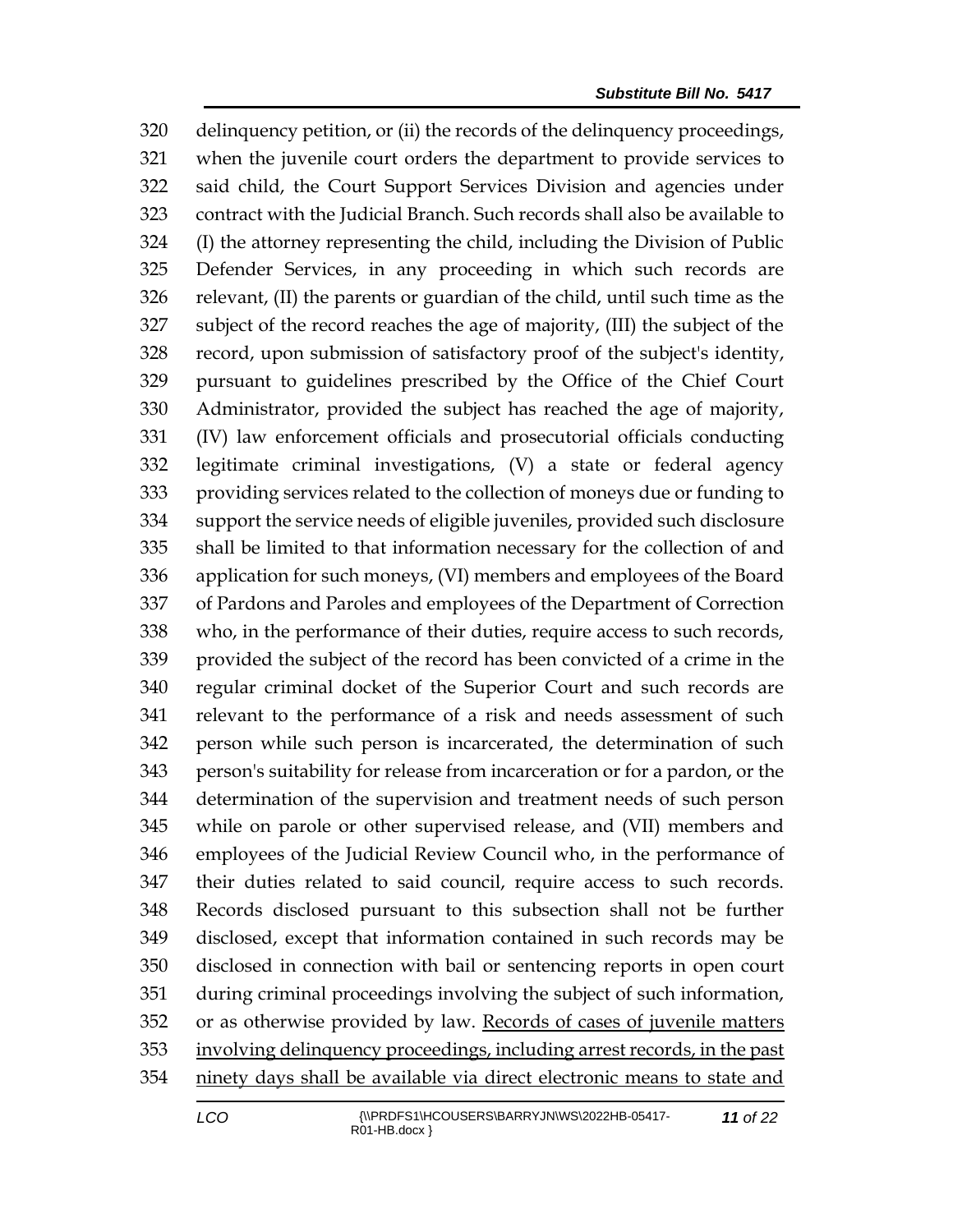delinquency petition, or (ii) the records of the delinquency proceedings, when the juvenile court orders the department to provide services to said child, the Court Support Services Division and agencies under contract with the Judicial Branch. Such records shall also be available to (I) the attorney representing the child, including the Division of Public Defender Services, in any proceeding in which such records are relevant, (II) the parents or guardian of the child, until such time as the subject of the record reaches the age of majority, (III) the subject of the record, upon submission of satisfactory proof of the subject's identity, pursuant to guidelines prescribed by the Office of the Chief Court Administrator, provided the subject has reached the age of majority, (IV) law enforcement officials and prosecutorial officials conducting legitimate criminal investigations, (V) a state or federal agency providing services related to the collection of moneys due or funding to support the service needs of eligible juveniles, provided such disclosure shall be limited to that information necessary for the collection of and application for such moneys, (VI) members and employees of the Board of Pardons and Paroles and employees of the Department of Correction who, in the performance of their duties, require access to such records, provided the subject of the record has been convicted of a crime in the regular criminal docket of the Superior Court and such records are relevant to the performance of a risk and needs assessment of such person while such person is incarcerated, the determination of such person's suitability for release from incarceration or for a pardon, or the determination of the supervision and treatment needs of such person while on parole or other supervised release, and (VII) members and employees of the Judicial Review Council who, in the performance of their duties related to said council, require access to such records. Records disclosed pursuant to this subsection shall not be further disclosed, except that information contained in such records may be disclosed in connection with bail or sentencing reports in open court during criminal proceedings involving the subject of such information, or as otherwise provided by law. <u>Records of cases of juvenile matters involving delinquency proceedings, including arrest records, in the past ninety days shall be available via direct electronic means to state and</u>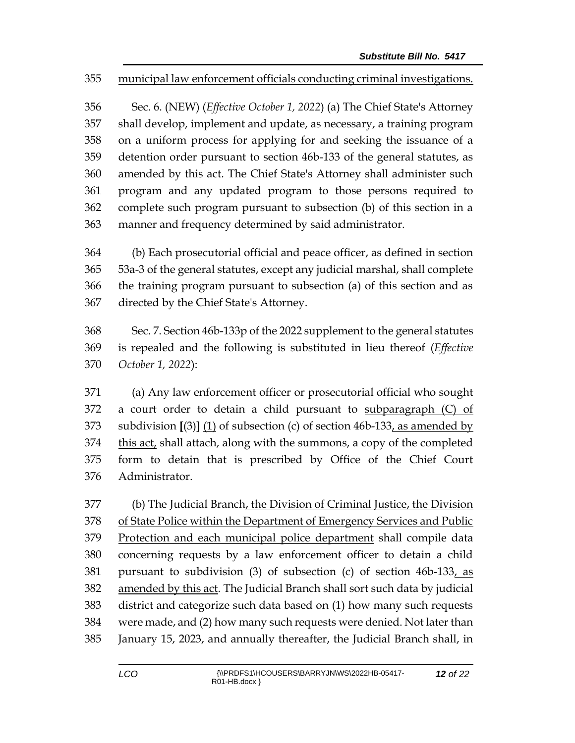municipal law enforcement officials conducting criminal investigations.

Sec. 6. (NEW) (*Effective October 1, 2022*) (a) The Chief State's Attorney shall develop, implement and update, as necessary, a training program on a uniform process for applying for and seeking the issuance of a detention order pursuant to section 46b-133 of the general statutes, as amended by this act. The Chief State's Attorney shall administer such program and any updated program to those persons required to complete such program pursuant to subsection (b) of this section in a manner and frequency determined by said administrator.

(b) Each prosecutorial official and peace officer, as defined in section 53a-3 of the general statutes, except any judicial marshal, shall complete the training program pursuant to subsection (a) of this section and as directed by the Chief State's Attorney.

Sec. 7. Section 46b-133p of the 2022 supplement to the general statutes is repealed and the following is substituted in lieu thereof (*Effective October 1, 2022*):

(a) Any law enforcement officer or prosecutorial official who sought a court order to detain a child pursuant to subparagraph (C) of subdivision **[**(3)**]** (1) of subsection (c) of section 46b-133, as amended by this act, shall attach, along with the summons, a copy of the completed form to detain that is prescribed by Office of the Chief Court Administrator.

(b) The Judicial Branch, the Division of Criminal Justice, the Division of State Police within the Department of Emergency Services and Public Protection and each municipal police department shall compile data concerning requests by a law enforcement officer to detain a child pursuant to subdivision (3) of subsection (c) of section 46b-133, as amended by this act. The Judicial Branch shall sort such data by judicial district and categorize such data based on (1) how many such requests were made, and (2) how many such requests were denied. Not later than January 15, 2023, and annually thereafter, the Judicial Branch shall, in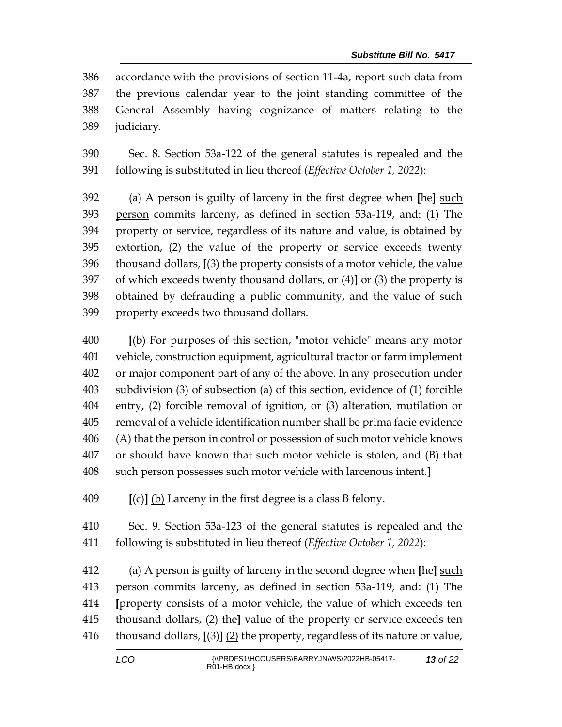accordance with the provisions of section 11-4a, report such data from the previous calendar year to the joint standing committee of the General Assembly having cognizance of matters relating to the judiciary.

Sec. 8. Section 53a-122 of the general statutes is repealed and the following is substituted in lieu thereof (*Effective October 1, 2022*):

(a) A person is guilty of larceny in the first degree when **[**he**]** such person commits larceny, as defined in section 53a-119, and: (1) The property or service, regardless of its nature and value, is obtained by extortion, (2) the value of the property or service exceeds twenty thousand dollars, **[**(3) the property consists of a motor vehicle, the value of which exceeds twenty thousand dollars, or (4)**]** or (3) the property is obtained by defrauding a public community, and the value of such property exceeds two thousand dollars.

**[**(b) For purposes of this section, "motor vehicle" means any motor vehicle, construction equipment, agricultural tractor or farm implement or major component part of any of the above. In any prosecution under subdivision (3) of subsection (a) of this section, evidence of (1) forcible entry, (2) forcible removal of ignition, or (3) alteration, mutilation or removal of a vehicle identification number shall be prima facie evidence (A) that the person in control or possession of such motor vehicle knows or should have known that such motor vehicle is stolen, and (B) that such person possesses such motor vehicle with larcenous intent.**]**

**[**(c)**]** (b) Larceny in the first degree is a class B felony.

Sec. 9. Section 53a-123 of the general statutes is repealed and the following is substituted in lieu thereof (*Effective October 1, 2022*):

(a) A person is guilty of larceny in the second degree when **[**he**]** such person commits larceny, as defined in section 53a-119, and: (1) The **[**property consists of a motor vehicle, the value of which exceeds ten thousand dollars, (2) the**]** value of the property or service exceeds ten thousand dollars, **[**(3)**]** (2) the property, regardless of its nature or value,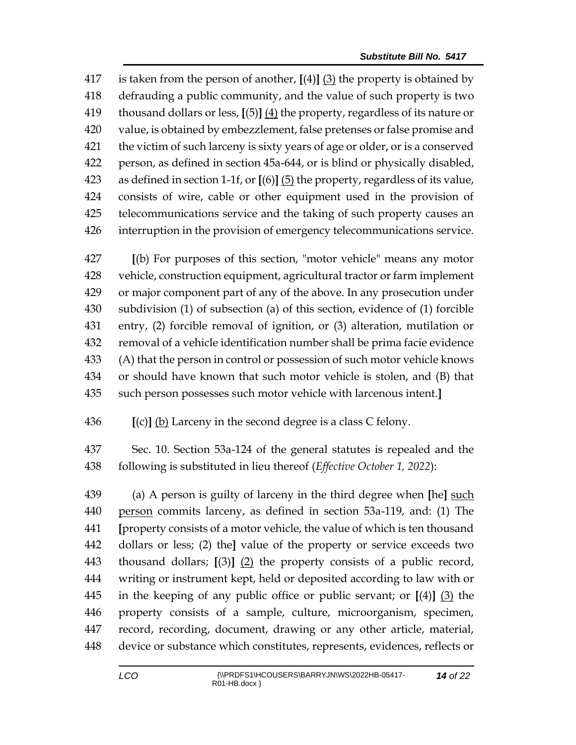417 is taken from the person of another, **[**(4)**]** <u>(3)</u> the property is obtained by
418 defrauding a public community, and the value of such property is two
419 thousand dollars or less, **[**(5)**]** <u>(4)</u> the property, regardless of its nature or
420 value, is obtained by embezzlement, false pretenses or false promise and
421 the victim of such larceny is sixty years of age or older, or is a conserved
422 person, as defined in section 45a-644, or is blind or physically disabled,
423 as defined in section 1-1f, or **[**(6)**]** <u>(5)</u> the property, regardless of its value,
424 consists of wire, cable or other equipment used in the provision of
425 telecommunications service and the taking of such property causes an
426 interruption in the provision of emergency telecommunications service.

427 **[**(b) For purposes of this section, "motor vehicle" means any motor
428 vehicle, construction equipment, agricultural tractor or farm implement
429 or major component part of any of the above. In any prosecution under
430 subdivision (1) of subsection (a) of this section, evidence of (1) forcible
431 entry, (2) forcible removal of ignition, or (3) alteration, mutilation or
432 removal of a vehicle identification number shall be prima facie evidence
433 (A) that the person in control or possession of such motor vehicle knows
434 or should have known that such motor vehicle is stolen, and (B) that
435 such person possesses such motor vehicle with larcenous intent.**]**

436 **[**(c)**]** <u>(b)</u> Larceny in the second degree is a class C felony.

437 Sec. 10. Section 53a-124 of the general statutes is repealed and the
438 following is substituted in lieu thereof (*Effective October 1, 2022*):

439 (a) A person is guilty of larceny in the third degree when **[**he**]** <u>such</u>
440 <u>person</u> commits larceny, as defined in section 53a-119, and: (1) The
441 **[**property consists of a motor vehicle, the value of which is ten thousand
442 dollars or less; (2) the**]** value of the property or service exceeds two
443 thousand dollars; **[**(3)**]** <u>(2)</u> the property consists of a public record,
444 writing or instrument kept, held or deposited according to law with or
445 in the keeping of any public office or public servant; or **[**(4)**]** <u>(3)</u> the
446 property consists of a sample, culture, microorganism, specimen,
447 record, recording, document, drawing or any other article, material,
448 device or substance which constitutes, represents, evidences, reflects or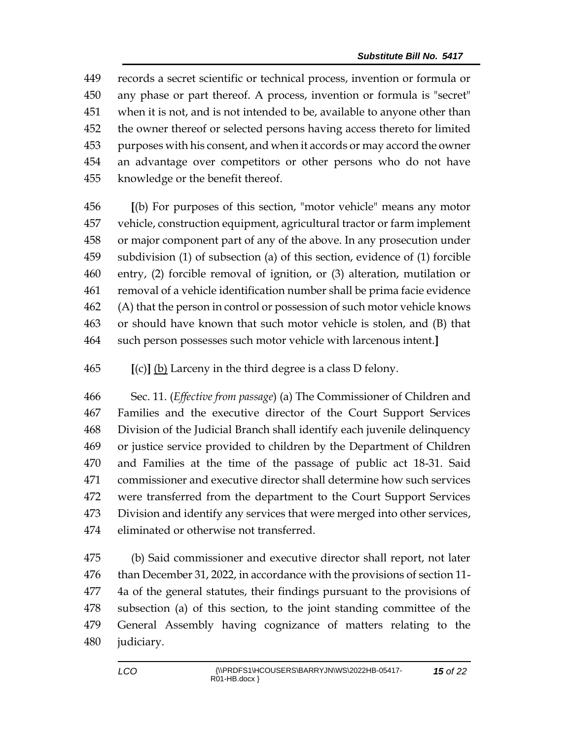records a secret scientific or technical process, invention or formula or any phase or part thereof. A process, invention or formula is "secret" when it is not, and is not intended to be, available to anyone other than the owner thereof or selected persons having access thereto for limited purposes with his consent, and when it accords or may accord the owner an advantage over competitors or other persons who do not have knowledge or the benefit thereof.

**[**(b) For purposes of this section, "motor vehicle" means any motor vehicle, construction equipment, agricultural tractor or farm implement or major component part of any of the above. In any prosecution under subdivision (1) of subsection (a) of this section, evidence of (1) forcible entry, (2) forcible removal of ignition, or (3) alteration, mutilation or removal of a vehicle identification number shall be prima facie evidence (A) that the person in control or possession of such motor vehicle knows or should have known that such motor vehicle is stolen, and (B) that such person possesses such motor vehicle with larcenous intent.**]**

**[**(c)**]** <u>(b)</u> Larceny in the third degree is a class D felony.

Sec. 11. (*Effective from passage*) (a) The Commissioner of Children and Families and the executive director of the Court Support Services Division of the Judicial Branch shall identify each juvenile delinquency or justice service provided to children by the Department of Children and Families at the time of the passage of public act 18-31. Said commissioner and executive director shall determine how such services were transferred from the department to the Court Support Services Division and identify any services that were merged into other services, eliminated or otherwise not transferred.

(b) Said commissioner and executive director shall report, not later than December 31, 2022, in accordance with the provisions of section 11-4a of the general statutes, their findings pursuant to the provisions of subsection (a) of this section, to the joint standing committee of the General Assembly having cognizance of matters relating to the judiciary.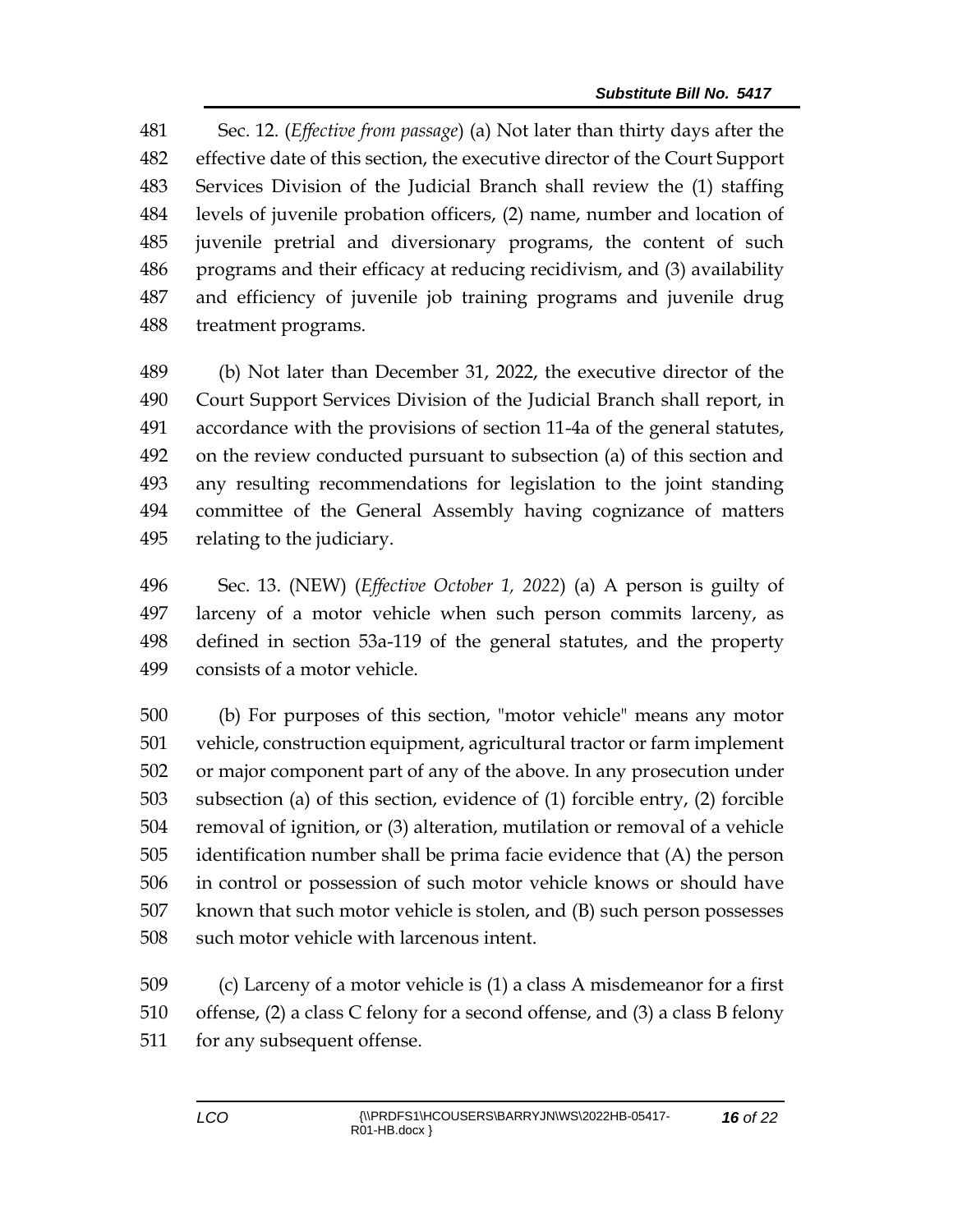Sec. 12. (*Effective from passage*) (a) Not later than thirty days after the effective date of this section, the executive director of the Court Support Services Division of the Judicial Branch shall review the (1) staffing levels of juvenile probation officers, (2) name, number and location of juvenile pretrial and diversionary programs, the content of such programs and their efficacy at reducing recidivism, and (3) availability and efficiency of juvenile job training programs and juvenile drug treatment programs.

(b) Not later than December 31, 2022, the executive director of the Court Support Services Division of the Judicial Branch shall report, in accordance with the provisions of section 11-4a of the general statutes, on the review conducted pursuant to subsection (a) of this section and any resulting recommendations for legislation to the joint standing committee of the General Assembly having cognizance of matters relating to the judiciary.

Sec. 13. (NEW) (*Effective October 1, 2022*) (a) A person is guilty of larceny of a motor vehicle when such person commits larceny, as defined in section 53a-119 of the general statutes, and the property consists of a motor vehicle.

(b) For purposes of this section, "motor vehicle" means any motor vehicle, construction equipment, agricultural tractor or farm implement or major component part of any of the above. In any prosecution under subsection (a) of this section, evidence of (1) forcible entry, (2) forcible removal of ignition, or (3) alteration, mutilation or removal of a vehicle identification number shall be prima facie evidence that (A) the person in control or possession of such motor vehicle knows or should have known that such motor vehicle is stolen, and (B) such person possesses such motor vehicle with larcenous intent.

(c) Larceny of a motor vehicle is (1) a class A misdemeanor for a first offense, (2) a class C felony for a second offense, and (3) a class B felony for any subsequent offense.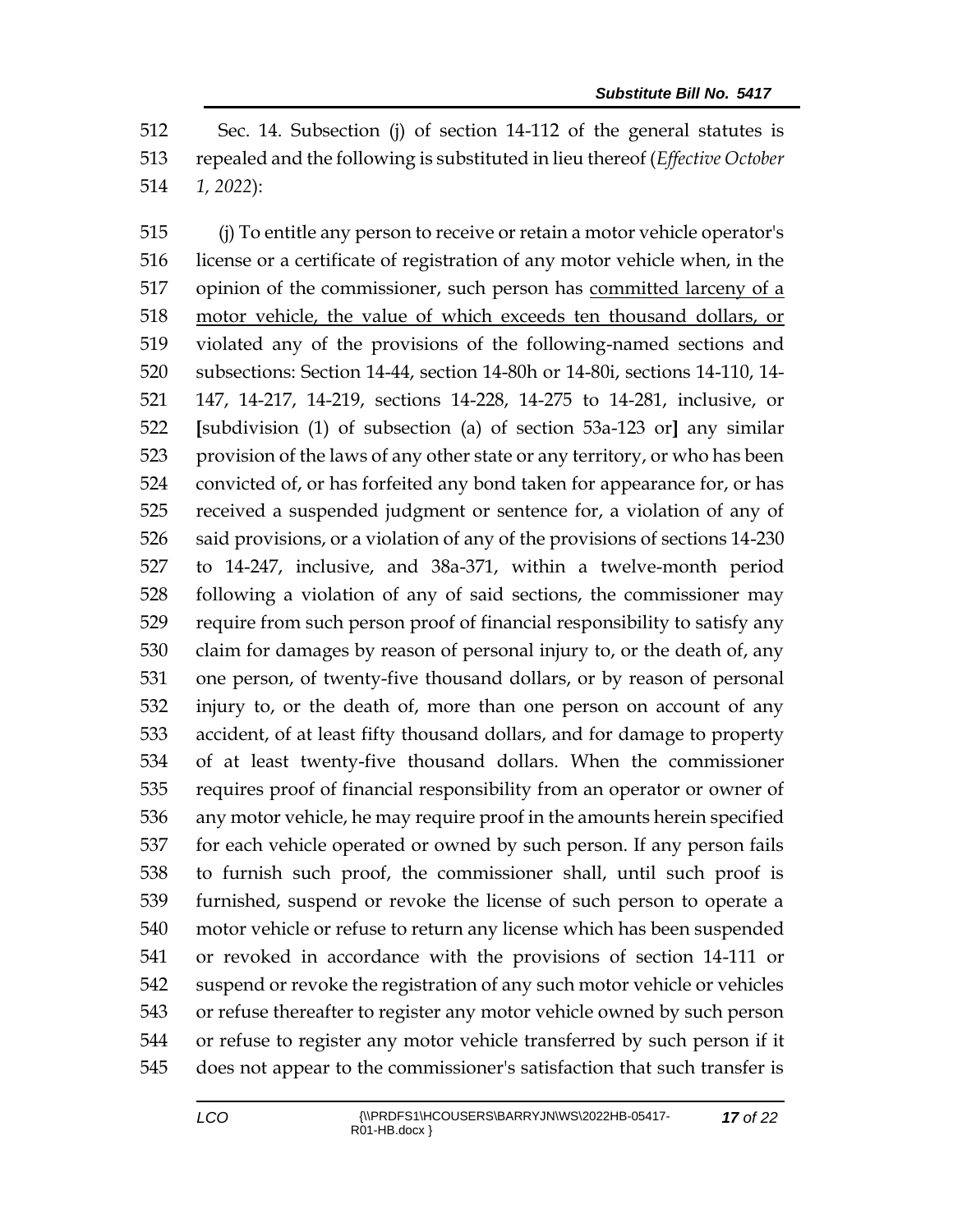Sec. 14. Subsection (j) of section 14-112 of the general statutes is repealed and the following is substituted in lieu thereof (*Effective October 1, 2022*):

(j) To entitle any person to receive or retain a motor vehicle operator's license or a certificate of registration of any motor vehicle when, in the opinion of the commissioner, such person has <u>committed larceny of a motor vehicle, the value of which exceeds ten thousand dollars, or</u> violated any of the provisions of the following-named sections and subsections: Section 14-44, section 14-80h or 14-80i, sections 14-110, 14-147, 14-217, 14-219, sections 14-228, 14-275 to 14-281, inclusive, or **[**subdivision (1) of subsection (a) of section 53a-123 or**]** any similar provision of the laws of any other state or any territory, or who has been convicted of, or has forfeited any bond taken for appearance for, or has received a suspended judgment or sentence for, a violation of any of said provisions, or a violation of any of the provisions of sections 14-230 to 14-247, inclusive, and 38a-371, within a twelve-month period following a violation of any of said sections, the commissioner may require from such person proof of financial responsibility to satisfy any claim for damages by reason of personal injury to, or the death of, any one person, of twenty-five thousand dollars, or by reason of personal injury to, or the death of, more than one person on account of any accident, of at least fifty thousand dollars, and for damage to property of at least twenty-five thousand dollars. When the commissioner requires proof of financial responsibility from an operator or owner of any motor vehicle, he may require proof in the amounts herein specified for each vehicle operated or owned by such person. If any person fails to furnish such proof, the commissioner shall, until such proof is furnished, suspend or revoke the license of such person to operate a motor vehicle or refuse to return any license which has been suspended or revoked in accordance with the provisions of section 14-111 or suspend or revoke the registration of any such motor vehicle or vehicles or refuse thereafter to register any motor vehicle owned by such person or refuse to register any motor vehicle transferred by such person if it does not appear to the commissioner's satisfaction that such transfer is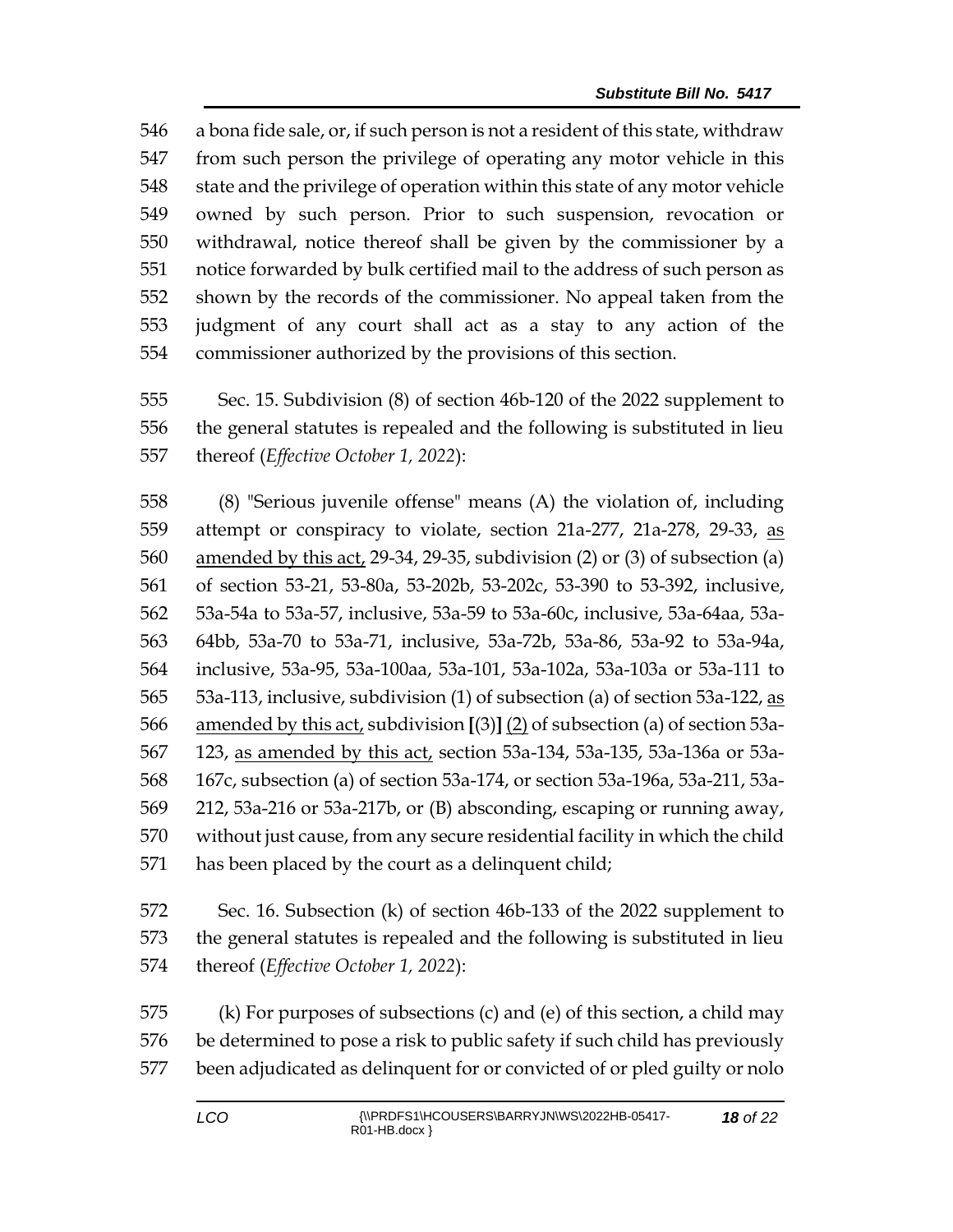546 a bona fide sale, or, if such person is not a resident of this state, withdraw
547 from such person the privilege of operating any motor vehicle in this
548 state and the privilege of operation within this state of any motor vehicle
549 owned by such person. Prior to such suspension, revocation or
550 withdrawal, notice thereof shall be given by the commissioner by a
551 notice forwarded by bulk certified mail to the address of such person as
552 shown by the records of the commissioner. No appeal taken from the
553 judgment of any court shall act as a stay to any action of the
554 commissioner authorized by the provisions of this section.

555 Sec. 15. Subdivision (8) of section 46b-120 of the 2022 supplement to
556 the general statutes is repealed and the following is substituted in lieu
557 thereof (*Effective October 1, 2022*):

558 (8) "Serious juvenile offense" means (A) the violation of, including
559 attempt or conspiracy to violate, section 21a-277, 21a-278, 29-33, <u>as</u>
560 <u>amended by this act,</u> 29-34, 29-35, subdivision (2) or (3) of subsection (a)
561 of section 53-21, 53-80a, 53-202b, 53-202c, 53-390 to 53-392, inclusive,
562 53a-54a to 53a-57, inclusive, 53a-59 to 53a-60c, inclusive, 53a-64aa, 53a-
563 64bb, 53a-70 to 53a-71, inclusive, 53a-72b, 53a-86, 53a-92 to 53a-94a,
564 inclusive, 53a-95, 53a-100aa, 53a-101, 53a-102a, 53a-103a or 53a-111 to
565 53a-113, inclusive, subdivision (1) of subsection (a) of section 53a-122, <u>as</u>
566 <u>amended by this act,</u> subdivision **[**(3)**]** <u>(2)</u> of subsection (a) of section 53a-
567 123, <u>as amended by this act,</u> section 53a-134, 53a-135, 53a-136a or 53a-
568 167c, subsection (a) of section 53a-174, or section 53a-196a, 53a-211, 53a-
569 212, 53a-216 or 53a-217b, or (B) absconding, escaping or running away,
570 without just cause, from any secure residential facility in which the child
571 has been placed by the court as a delinquent child;

572 Sec. 16. Subsection (k) of section 46b-133 of the 2022 supplement to
573 the general statutes is repealed and the following is substituted in lieu
574 thereof (*Effective October 1, 2022*):

575 (k) For purposes of subsections (c) and (e) of this section, a child may
576 be determined to pose a risk to public safety if such child has previously
577 been adjudicated as delinquent for or convicted of or pled guilty or nolo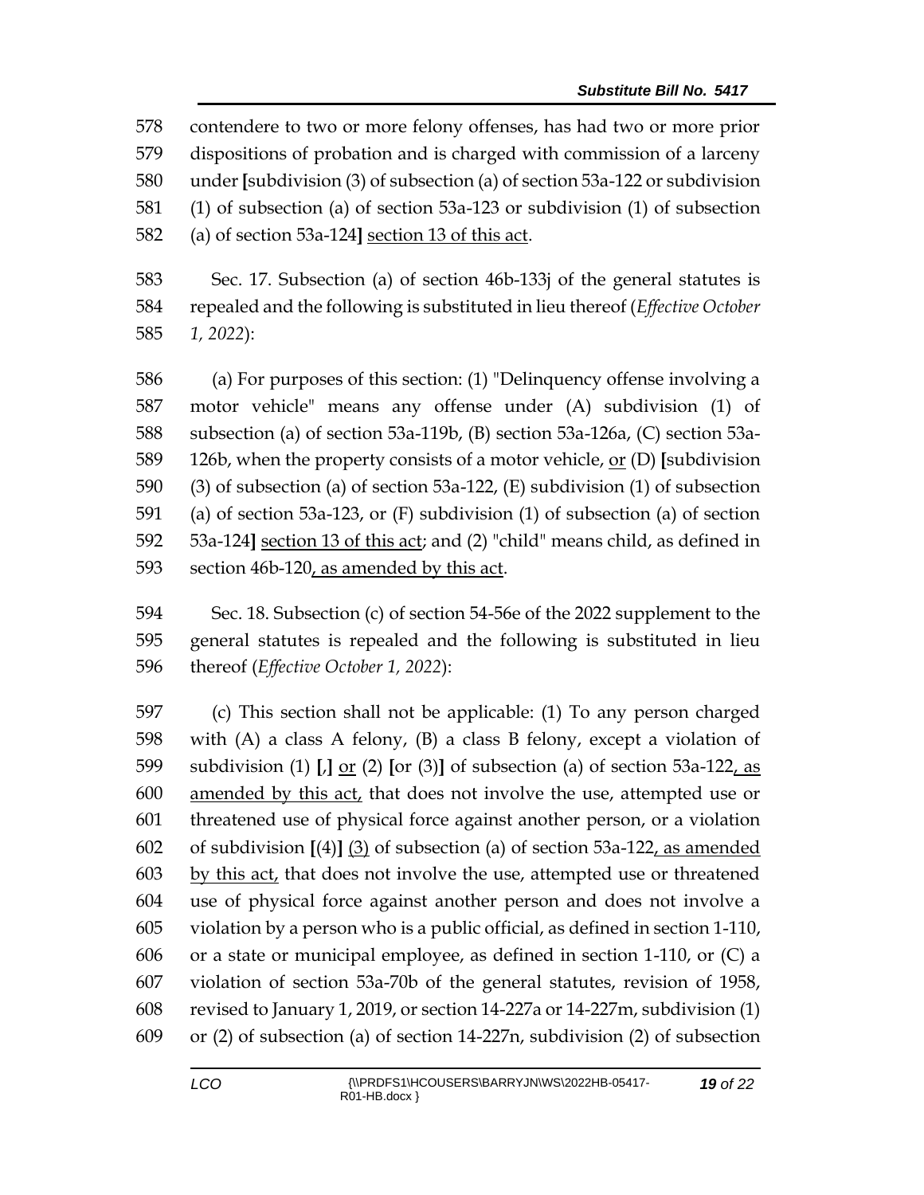578 contendere to two or more felony offenses, has had two or more prior
579 dispositions of probation and is charged with commission of a larceny
580 under [subdivision (3) of subsection (a) of section 53a-122 or subdivision
581 (1) of subsection (a) of section 53a-123 or subdivision (1) of subsection
582 (a) of section 53a-124] section 13 of this act.

583 Sec. 17. Subsection (a) of section 46b-133j of the general statutes is
584 repealed and the following is substituted in lieu thereof (*Effective October*
585 *1, 2022*):

586 (a) For purposes of this section: (1) "Delinquency offense involving a
587 motor vehicle" means any offense under (A) subdivision (1) of
588 subsection (a) of section 53a-119b, (B) section 53a-126a, (C) section 53a-
589 126b, when the property consists of a motor vehicle, or (D) [subdivision
590 (3) of subsection (a) of section 53a-122, (E) subdivision (1) of subsection
591 (a) of section 53a-123, or (F) subdivision (1) of subsection (a) of section
592 53a-124] section 13 of this act; and (2) "child" means child, as defined in
593 section 46b-120, as amended by this act.

594 Sec. 18. Subsection (c) of section 54-56e of the 2022 supplement to the
595 general statutes is repealed and the following is substituted in lieu
596 thereof (*Effective October 1, 2022*):

597 (c) This section shall not be applicable: (1) To any person charged
598 with (A) a class A felony, (B) a class B felony, except a violation of
599 subdivision (1) [,] or (2) [or (3)] of subsection (a) of section 53a-122, as
600 amended by this act, that does not involve the use, attempted use or
601 threatened use of physical force against another person, or a violation
602 of subdivision [(4)] (3) of subsection (a) of section 53a-122, as amended
603 by this act, that does not involve the use, attempted use or threatened
604 use of physical force against another person and does not involve a
605 violation by a person who is a public official, as defined in section 1-110,
606 or a state or municipal employee, as defined in section 1-110, or (C) a
607 violation of section 53a-70b of the general statutes, revision of 1958,
608 revised to January 1, 2019, or section 14-227a or 14-227m, subdivision (1)
609 or (2) of subsection (a) of section 14-227n, subdivision (2) of subsection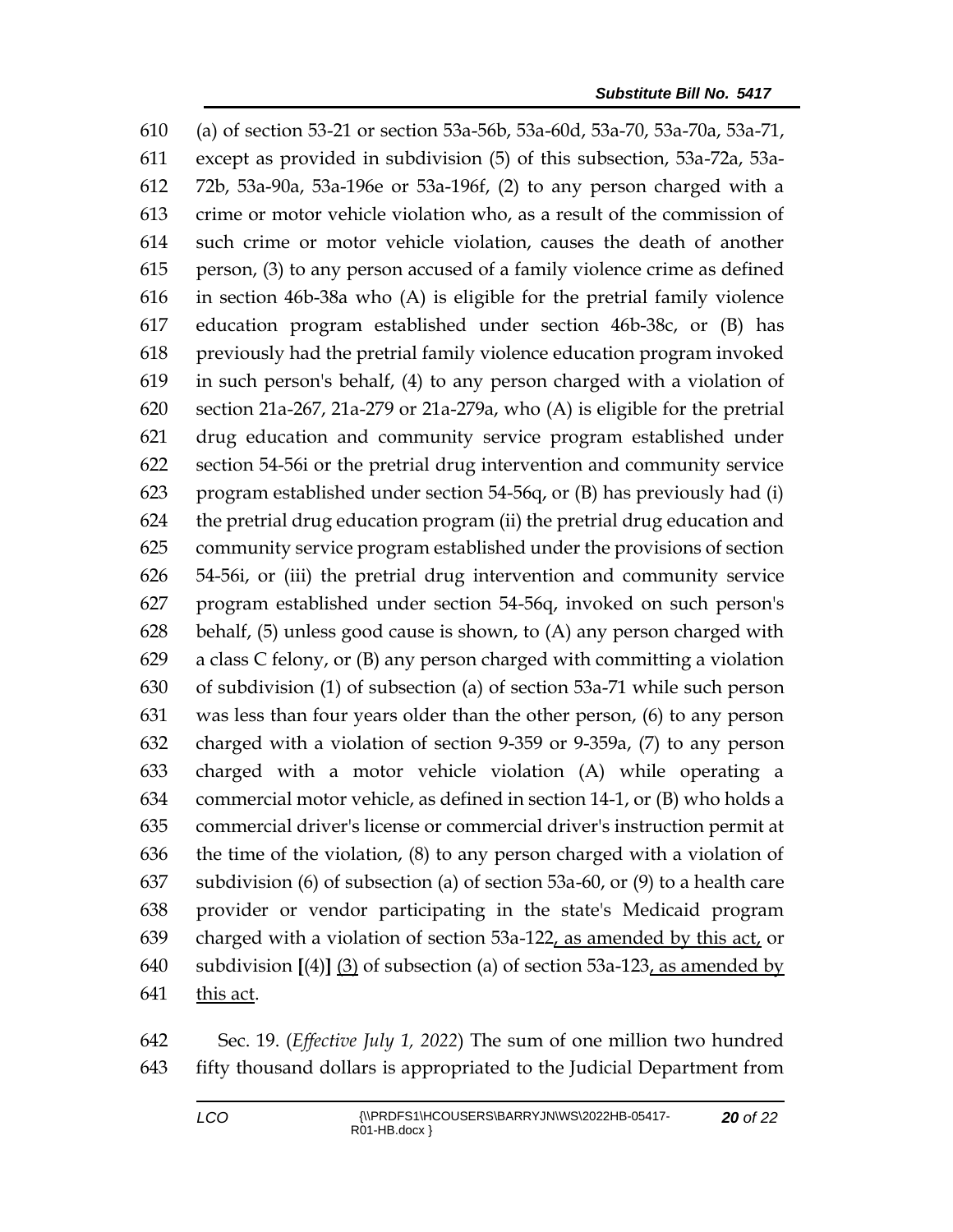610 (a) of section 53-21 or section 53a-56b, 53a-60d, 53a-70, 53a-70a, 53a-71,
611 except as provided in subdivision (5) of this subsection, 53a-72a, 53a-
612 72b, 53a-90a, 53a-196e or 53a-196f, (2) to any person charged with a
613 crime or motor vehicle violation who, as a result of the commission of
614 such crime or motor vehicle violation, causes the death of another
615 person, (3) to any person accused of a family violence crime as defined
616 in section 46b-38a who (A) is eligible for the pretrial family violence
617 education program established under section 46b-38c, or (B) has
618 previously had the pretrial family violence education program invoked
619 in such person's behalf, (4) to any person charged with a violation of
620 section 21a-267, 21a-279 or 21a-279a, who (A) is eligible for the pretrial
621 drug education and community service program established under
622 section 54-56i or the pretrial drug intervention and community service
623 program established under section 54-56q, or (B) has previously had (i)
624 the pretrial drug education program (ii) the pretrial drug education and
625 community service program established under the provisions of section
626 54-56i, or (iii) the pretrial drug intervention and community service
627 program established under section 54-56q, invoked on such person's
628 behalf, (5) unless good cause is shown, to (A) any person charged with
629 a class C felony, or (B) any person charged with committing a violation
630 of subdivision (1) of subsection (a) of section 53a-71 while such person
631 was less than four years older than the other person, (6) to any person
632 charged with a violation of section 9-359 or 9-359a, (7) to any person
633 charged with a motor vehicle violation (A) while operating a
634 commercial motor vehicle, as defined in section 14-1, or (B) who holds a
635 commercial driver's license or commercial driver's instruction permit at
636 the time of the violation, (8) to any person charged with a violation of
637 subdivision (6) of subsection (a) of section 53a-60, or (9) to a health care
638 provider or vendor participating in the state's Medicaid program
639 charged with a violation of section 53a-122, as amended by this act, or
640 subdivision **[**(4)**]** (3) of subsection (a) of section 53a-123, as amended by
641 this act.

642 Sec. 19. (*Effective July 1, 2022*) The sum of one million two hundred
643 fifty thousand dollars is appropriated to the Judicial Department from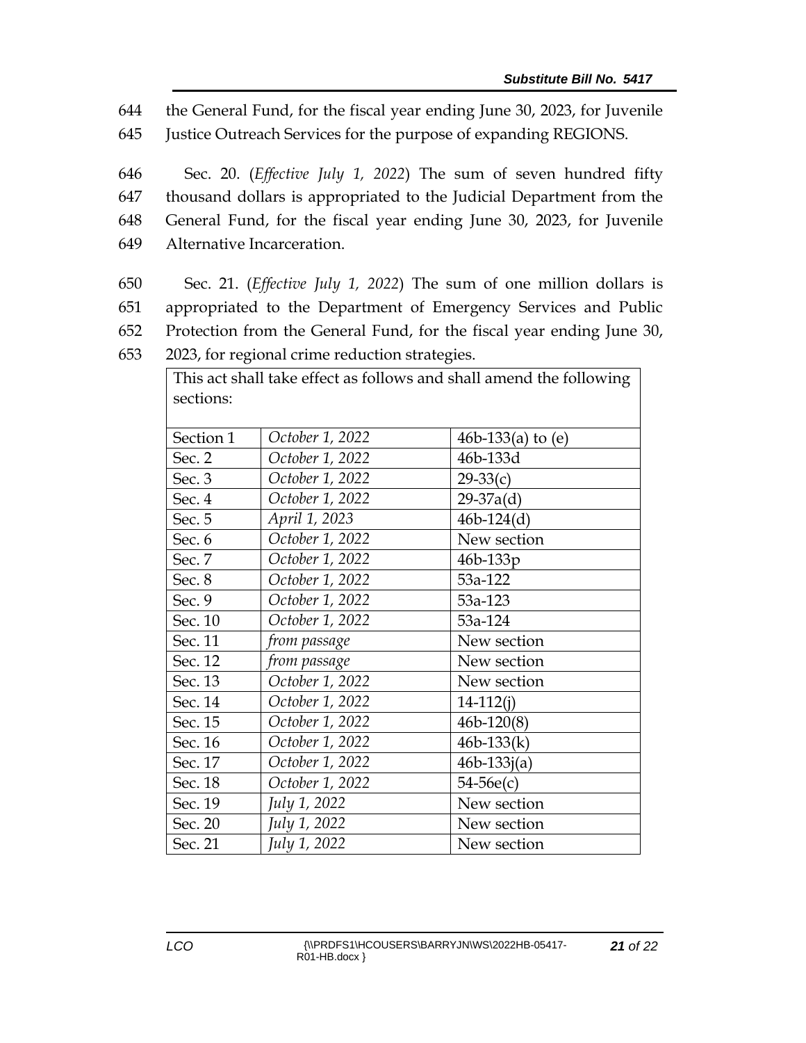644 the General Fund, for the fiscal year ending June 30, 2023, for Juvenile
645 Justice Outreach Services for the purpose of expanding REGIONS.

646 Sec. 20. (*Effective July 1, 2022*) The sum of seven hundred fifty
647 thousand dollars is appropriated to the Judicial Department from the
648 General Fund, for the fiscal year ending June 30, 2023, for Juvenile
649 Alternative Incarceration.

650 Sec. 21. (*Effective July 1, 2022*) The sum of one million dollars is
651 appropriated to the Department of Emergency Services and Public
652 Protection from the General Fund, for the fiscal year ending June 30,
653 2023, for regional crime reduction strategies.

| This act shall take effect as follows and shall amend the following sections: | | |
|---|---|---|
| Section 1 | *October 1, 2022* | 46b-133(a) to (e) |
| Sec. 2 | *October 1, 2022* | 46b-133d |
| Sec. 3 | *October 1, 2022* | 29-33(c) |
| Sec. 4 | *October 1, 2022* | 29-37a(d) |
| Sec. 5 | *April 1, 2023* | 46b-124(d) |
| Sec. 6 | *October 1, 2022* | New section |
| Sec. 7 | *October 1, 2022* | 46b-133p |
| Sec. 8 | *October 1, 2022* | 53a-122 |
| Sec. 9 | *October 1, 2022* | 53a-123 |
| Sec. 10 | *October 1, 2022* | 53a-124 |
| Sec. 11 | *from passage* | New section |
| Sec. 12 | *from passage* | New section |
| Sec. 13 | *October 1, 2022* | New section |
| Sec. 14 | *October 1, 2022* | 14-112(j) |
| Sec. 15 | *October 1, 2022* | 46b-120(8) |
| Sec. 16 | *October 1, 2022* | 46b-133(k) |
| Sec. 17 | *October 1, 2022* | 46b-133j(a) |
| Sec. 18 | *October 1, 2022* | 54-56e(c) |
| Sec. 19 | *July 1, 2022* | New section |
| Sec. 20 | *July 1, 2022* | New section |
| Sec. 21 | *July 1, 2022* | New section |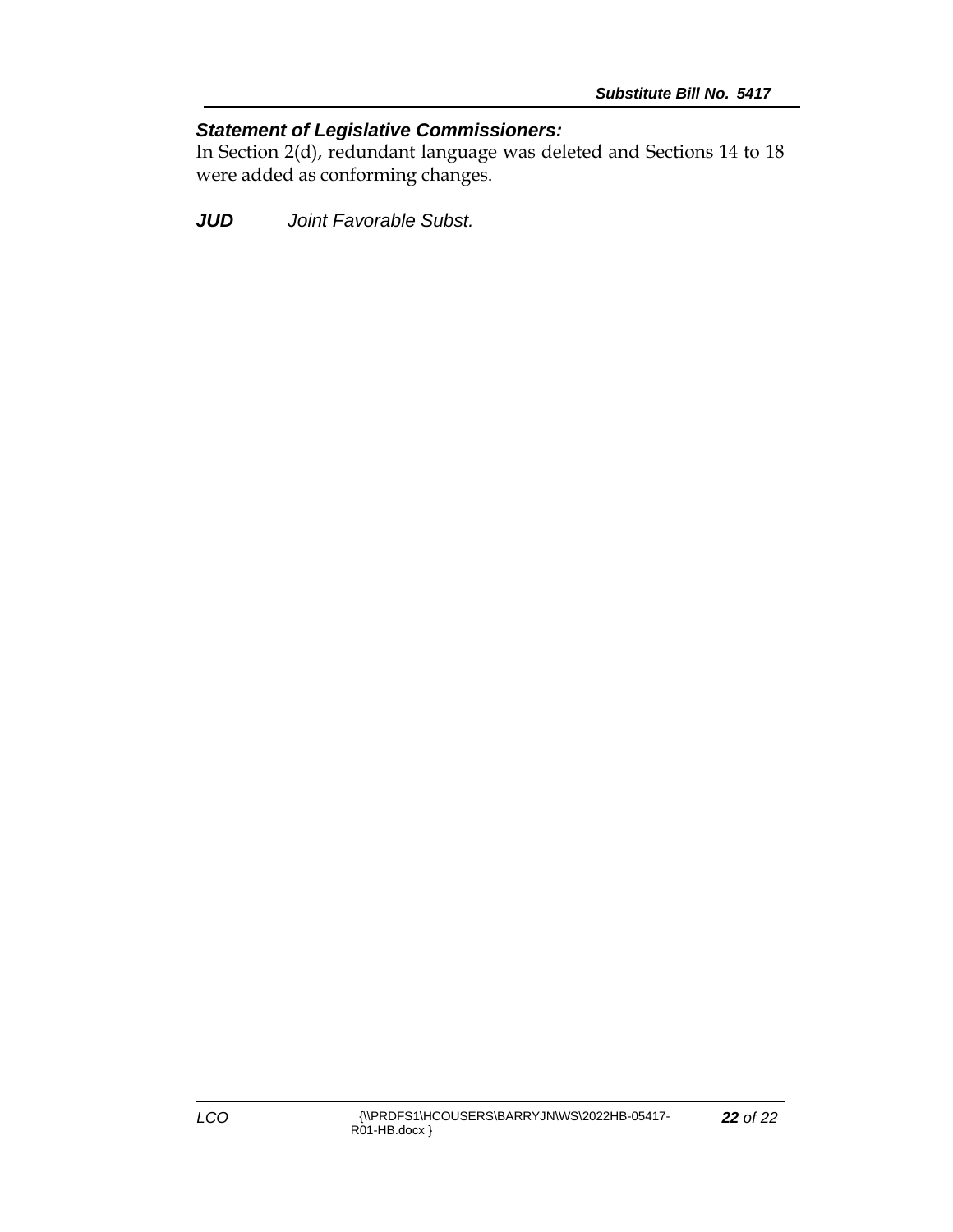### *Statement of Legislative Commissioners:*

In Section 2(d), redundant language was deleted and Sections 14 to 18 were added as conforming changes.

***JUD*** *Joint Favorable Subst.*